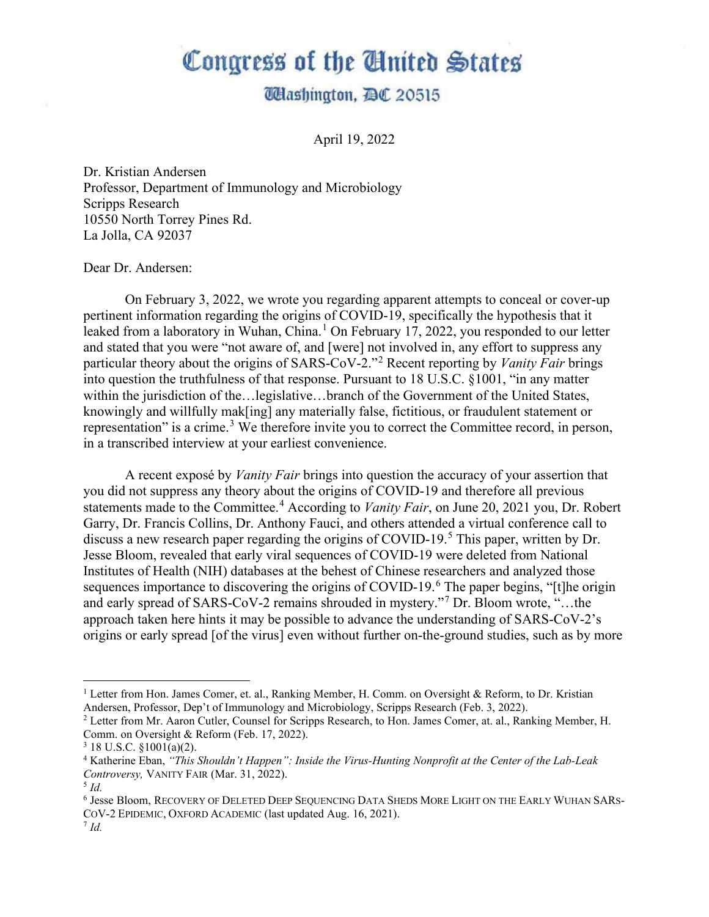# Congress of the United States

## Washington, DC 20515

April 19, 2022

Dr. Kristian Andersen
Professor, Department of Immunology and Microbiology
Scripps Research
10550 North Torrey Pines Rd.
La Jolla, CA 92037

Dear Dr. Andersen:

On February 3, 2022, we wrote you regarding apparent attempts to conceal or cover-up pertinent information regarding the origins of COVID-19, specifically the hypothesis that it leaked from a laboratory in Wuhan, China.[1] On February 17, 2022, you responded to our letter and stated that you were "not aware of, and [were] not involved in, any effort to suppress any particular theory about the origins of SARS-CoV-2."[2] Recent reporting by *Vanity Fair* brings into question the truthfulness of that response. Pursuant to 18 U.S.C. §1001, "in any matter within the jurisdiction of the…legislative…branch of the Government of the United States, knowingly and willfully mak[ing] any materially false, fictitious, or fraudulent statement or representation" is a crime.[3] We therefore invite you to correct the Committee record, in person, in a transcribed interview at your earliest convenience.

A recent exposé by *Vanity Fair* brings into question the accuracy of your assertion that you did not suppress any theory about the origins of COVID-19 and therefore all previous statements made to the Committee.[4] According to *Vanity Fair*, on June 20, 2021 you, Dr. Robert Garry, Dr. Francis Collins, Dr. Anthony Fauci, and others attended a virtual conference call to discuss a new research paper regarding the origins of COVID-19.[5] This paper, written by Dr. Jesse Bloom, revealed that early viral sequences of COVID-19 were deleted from National Institutes of Health (NIH) databases at the behest of Chinese researchers and analyzed those sequences importance to discovering the origins of COVID-19.[6] The paper begins, "[t]he origin and early spread of SARS-CoV-2 remains shrouded in mystery."[7] Dr. Bloom wrote, "…the approach taken here hints it may be possible to advance the understanding of SARS-CoV-2's origins or early spread [of the virus] even without further on-the-ground studies, such as by more

---

[1] Letter from Hon. James Comer, et. al., Ranking Member, H. Comm. on Oversight & Reform, to Dr. Kristian Andersen, Professor, Dep't of Immunology and Microbiology, Scripps Research (Feb. 3, 2022).

[2] Letter from Mr. Aaron Cutler, Counsel for Scripps Research, to Hon. James Comer, at. al., Ranking Member, H. Comm. on Oversight & Reform (Feb. 17, 2022).

[3] 18 U.S.C. §1001(a)(2).

[4] Katherine Eban, *"This Shouldn't Happen": Inside the Virus-Hunting Nonprofit at the Center of the Lab-Leak Controversy,* VANITY FAIR (Mar. 31, 2022).

[5] *Id.*

[6] Jesse Bloom, RECOVERY OF DELETED DEEP SEQUENCING DATA SHEDS MORE LIGHT ON THE EARLY WUHAN SARS-COV-2 EPIDEMIC, OXFORD ACADEMIC (last updated Aug. 16, 2021).

[7] *Id.*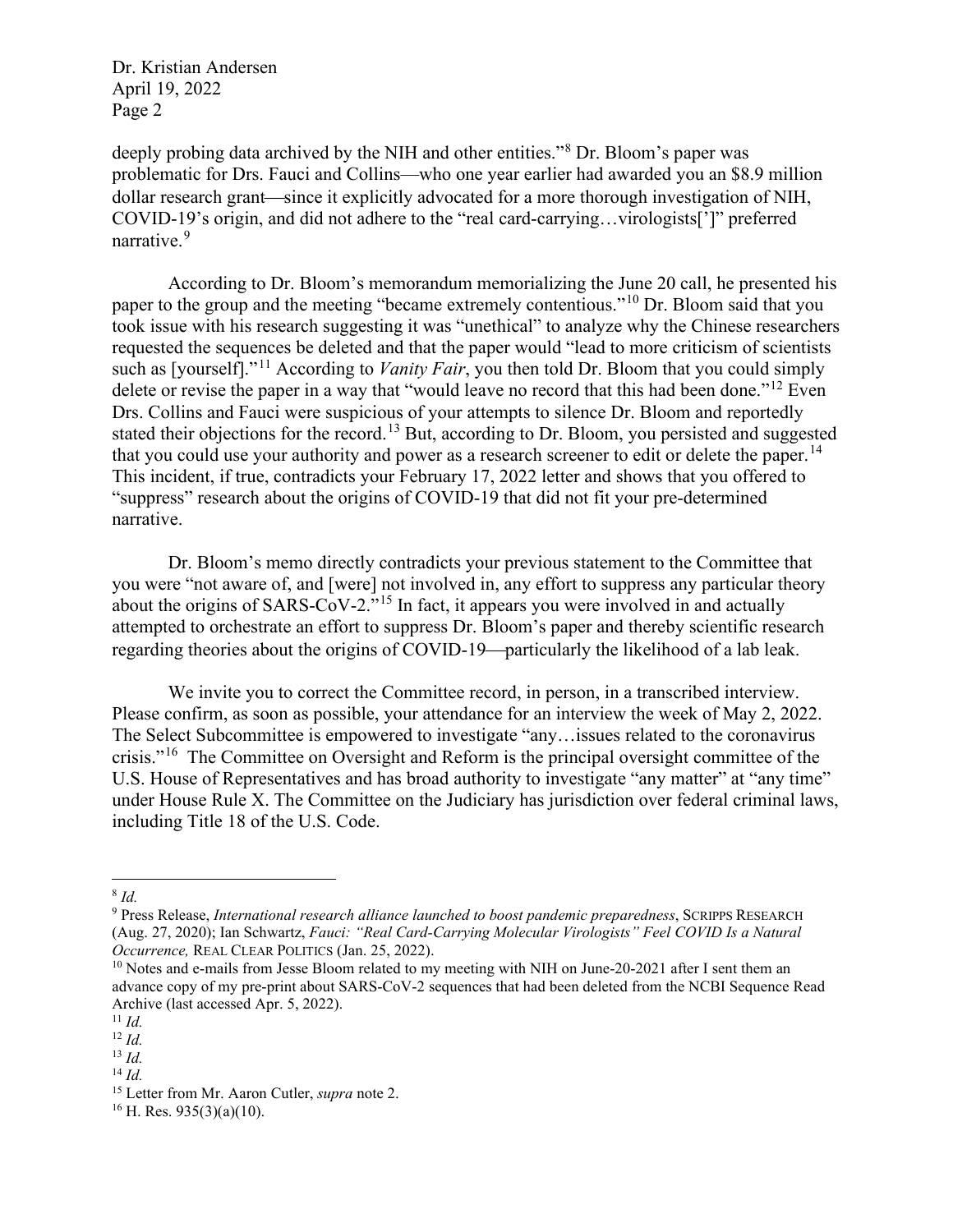deeply probing data archived by the NIH and other entities."[8] Dr. Bloom's paper was problematic for Drs. Fauci and Collins—who one year earlier had awarded you an $8.9 million dollar research grant—since it explicitly advocated for a more thorough investigation of NIH, COVID-19's origin, and did not adhere to the "real card-carrying…virologists[']" preferred narrative.[9]

According to Dr. Bloom's memorandum memorializing the June 20 call, he presented his paper to the group and the meeting "became extremely contentious."[10] Dr. Bloom said that you took issue with his research suggesting it was "unethical" to analyze why the Chinese researchers requested the sequences be deleted and that the paper would "lead to more criticism of scientists such as [yourself]."[11] According to *Vanity Fair*, you then told Dr. Bloom that you could simply delete or revise the paper in a way that "would leave no record that this had been done."[12] Even Drs. Collins and Fauci were suspicious of your attempts to silence Dr. Bloom and reportedly stated their objections for the record.[13] But, according to Dr. Bloom, you persisted and suggested that you could use your authority and power as a research screener to edit or delete the paper.[14] This incident, if true, contradicts your February 17, 2022 letter and shows that you offered to "suppress" research about the origins of COVID-19 that did not fit your pre-determined narrative.

Dr. Bloom's memo directly contradicts your previous statement to the Committee that you were "not aware of, and [were] not involved in, any effort to suppress any particular theory about the origins of SARS-CoV-2."[15] In fact, it appears you were involved in and actually attempted to orchestrate an effort to suppress Dr. Bloom's paper and thereby scientific research regarding theories about the origins of COVID-19—particularly the likelihood of a lab leak.

We invite you to correct the Committee record, in person, in a transcribed interview. Please confirm, as soon as possible, your attendance for an interview the week of May 2, 2022. The Select Subcommittee is empowered to investigate "any…issues related to the coronavirus crisis."[16] The Committee on Oversight and Reform is the principal oversight committee of the U.S. House of Representatives and has broad authority to investigate "any matter" at "any time" under House Rule X. The Committee on the Judiciary has jurisdiction over federal criminal laws, including Title 18 of the U.S. Code.

---

[8] *Id.*

[9] Press Release, *International research alliance launched to boost pandemic preparedness*, SCRIPPS RESEARCH (Aug. 27, 2020); Ian Schwartz, *Fauci: "Real Card-Carrying Molecular Virologists" Feel COVID Is a Natural Occurrence,* REAL CLEAR POLITICS (Jan. 25, 2022).

[10] Notes and e-mails from Jesse Bloom related to my meeting with NIH on June-20-2021 after I sent them an advance copy of my pre-print about SARS-CoV-2 sequences that had been deleted from the NCBI Sequence Read Archive (last accessed Apr. 5, 2022).

[11] *Id.*

[12] *Id.*

[13] *Id.*

[14] *Id.*

[15] Letter from Mr. Aaron Cutler, *supra* note 2.

[16] H. Res. 935(3)(a)(10).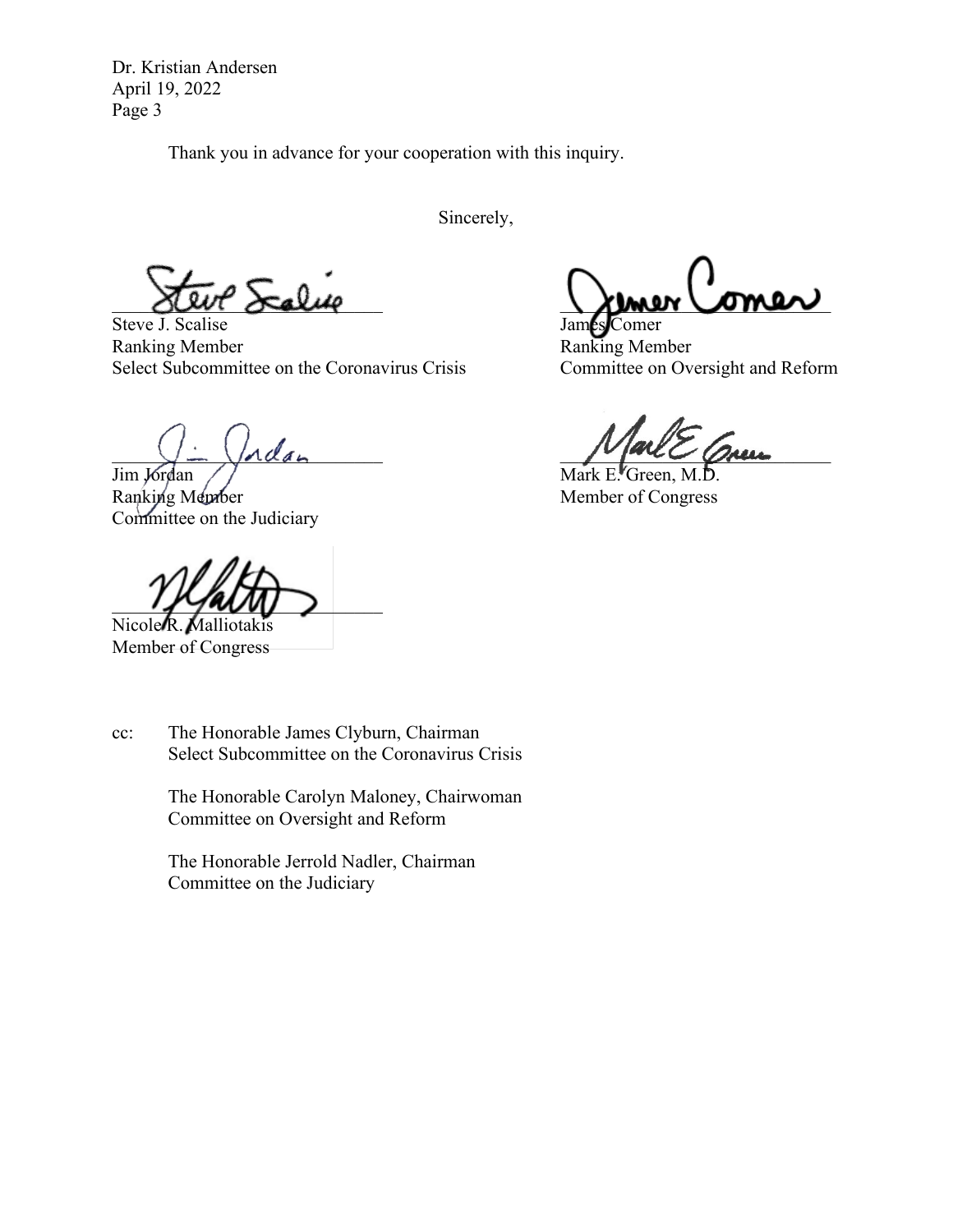Thank you in advance for your cooperation with this inquiry.

Sincerely,

Steve J. Scalise
Ranking Member
Select Subcommittee on the Coronavirus Crisis

James Comer
Ranking Member
Committee on Oversight and Reform

Jim Jordan
Ranking Member
Committee on the Judiciary

Mark E. Green, M.D.
Member of Congress

Nicole R. Malliotakis
Member of Congress

cc: The Honorable James Clyburn, Chairman
Select Subcommittee on the Coronavirus Crisis

The Honorable Carolyn Maloney, Chairwoman
Committee on Oversight and Reform

The Honorable Jerrold Nadler, Chairman
Committee on the Judiciary